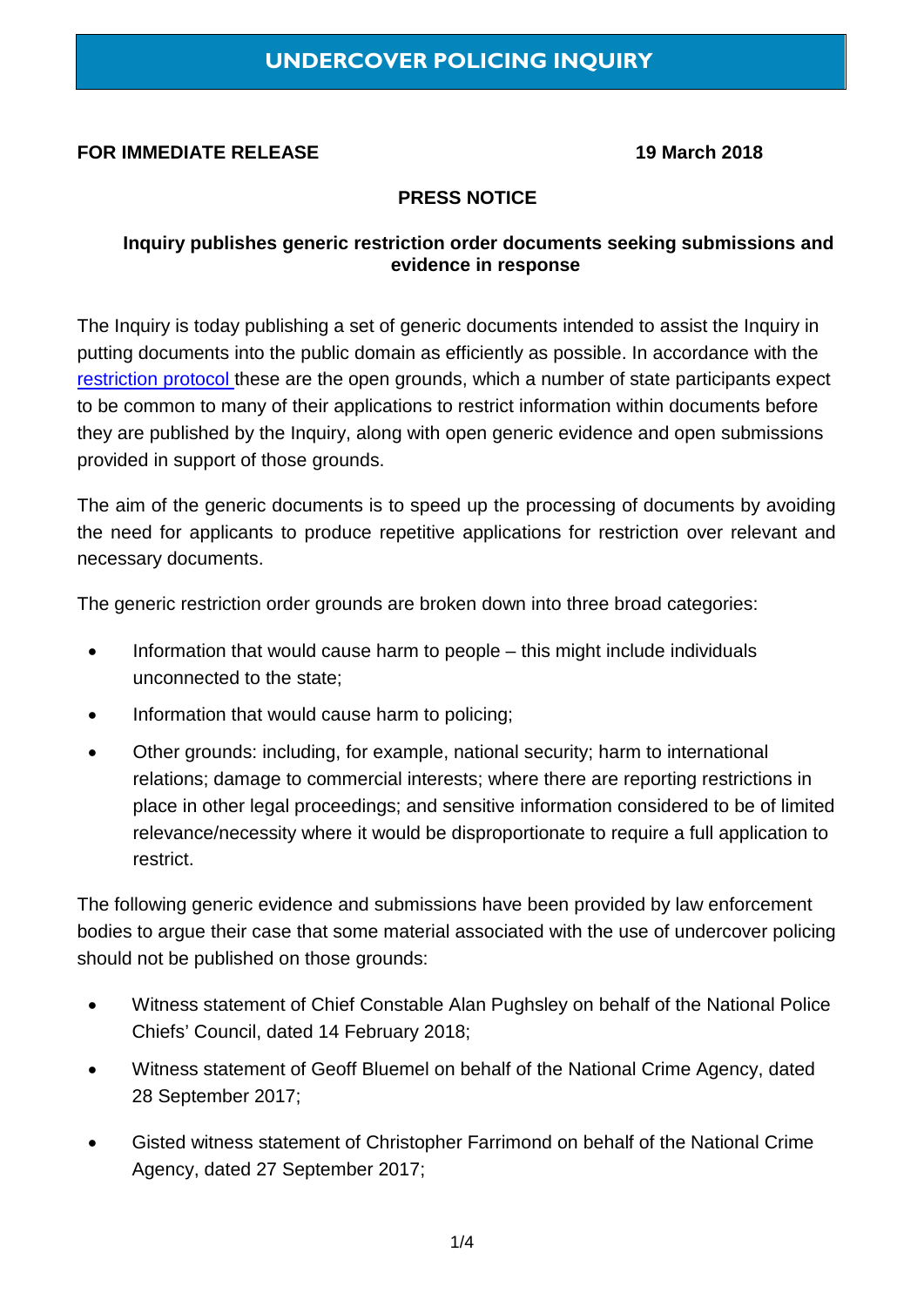# UNDERCOVER POLICING INQUIRY

**FOR IMMEDIATE RELEASE** **19 March 2018**

## PRESS NOTICE

### Inquiry publishes generic restriction order documents seeking submissions and evidence in response

The Inquiry is today publishing a set of generic documents intended to assist the Inquiry in putting documents into the public domain as efficiently as possible. In accordance with the restriction protocol these are the open grounds, which a number of state participants expect to be common to many of their applications to restrict information within documents before they are published by the Inquiry, along with open generic evidence and open submissions provided in support of those grounds.

The aim of the generic documents is to speed up the processing of documents by avoiding the need for applicants to produce repetitive applications for restriction over relevant and necessary documents.

The generic restriction order grounds are broken down into three broad categories:

- Information that would cause harm to people – this might include individuals unconnected to the state;
- Information that would cause harm to policing;
- Other grounds: including, for example, national security; harm to international relations; damage to commercial interests; where there are reporting restrictions in place in other legal proceedings; and sensitive information considered to be of limited relevance/necessity where it would be disproportionate to require a full application to restrict.

The following generic evidence and submissions have been provided by law enforcement bodies to argue their case that some material associated with the use of undercover policing should not be published on those grounds:

- Witness statement of Chief Constable Alan Pughsley on behalf of the National Police Chiefs' Council, dated 14 February 2018;
- Witness statement of Geoff Bluemel on behalf of the National Crime Agency, dated 28 September 2017;
- Gisted witness statement of Christopher Farrimond on behalf of the National Crime Agency, dated 27 September 2017;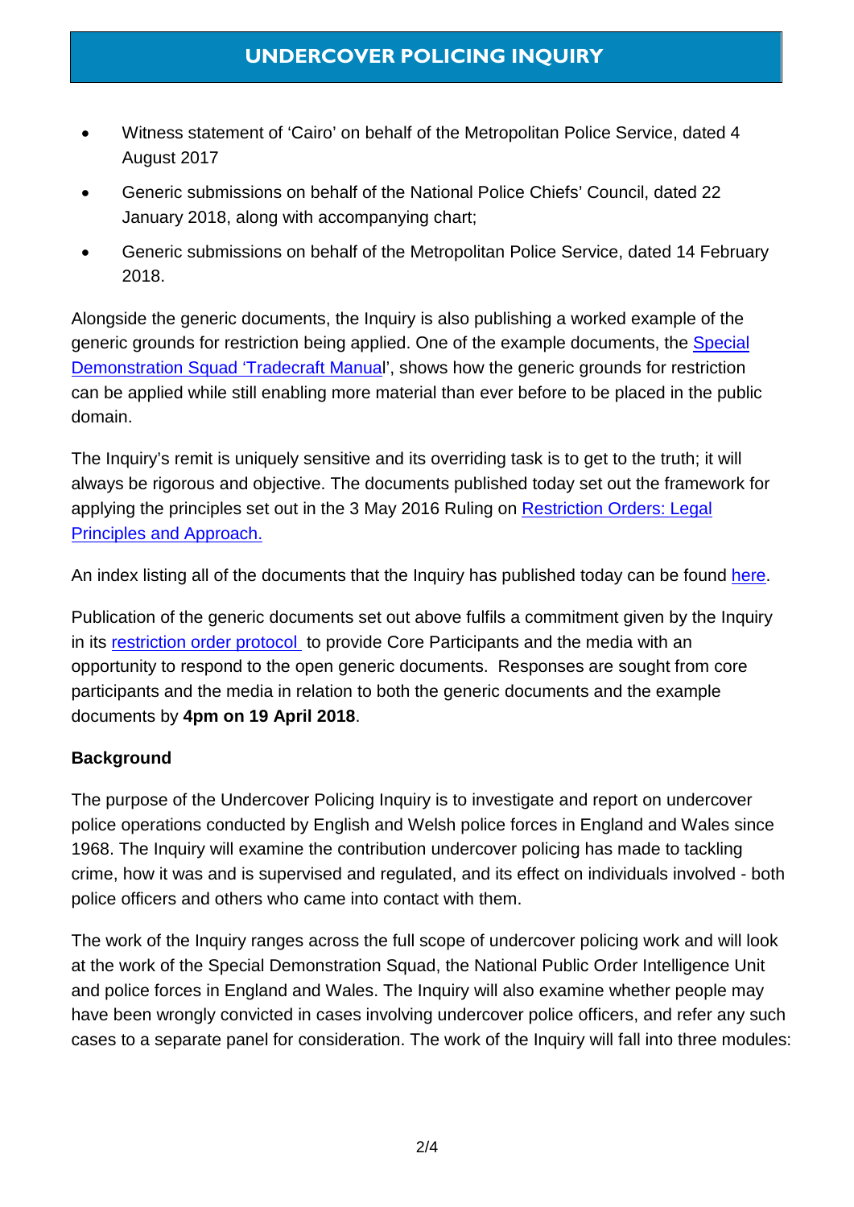- Witness statement of 'Cairo' on behalf of the Metropolitan Police Service, dated 4 August 2017
- Generic submissions on behalf of the National Police Chiefs' Council, dated 22 January 2018, along with accompanying chart;
- Generic submissions on behalf of the Metropolitan Police Service, dated 14 February 2018.

Alongside the generic documents, the Inquiry is also publishing a worked example of the generic grounds for restriction being applied. One of the example documents, the Special Demonstration Squad 'Tradecraft Manual', shows how the generic grounds for restriction can be applied while still enabling more material than ever before to be placed in the public domain.

The Inquiry's remit is uniquely sensitive and its overriding task is to get to the truth; it will always be rigorous and objective. The documents published today set out the framework for applying the principles set out in the 3 May 2016 Ruling on Restriction Orders: Legal Principles and Approach.

An index listing all of the documents that the Inquiry has published today can be found here.

Publication of the generic documents set out above fulfils a commitment given by the Inquiry in its restriction order protocol to provide Core Participants and the media with an opportunity to respond to the open generic documents. Responses are sought from core participants and the media in relation to both the generic documents and the example documents by **4pm on 19 April 2018**.

**Background**

The purpose of the Undercover Policing Inquiry is to investigate and report on undercover police operations conducted by English and Welsh police forces in England and Wales since 1968. The Inquiry will examine the contribution undercover policing has made to tackling crime, how it was and is supervised and regulated, and its effect on individuals involved - both police officers and others who came into contact with them.

The work of the Inquiry ranges across the full scope of undercover policing work and will look at the work of the Special Demonstration Squad, the National Public Order Intelligence Unit and police forces in England and Wales. The Inquiry will also examine whether people may have been wrongly convicted in cases involving undercover police officers, and refer any such cases to a separate panel for consideration. The work of the Inquiry will fall into three modules: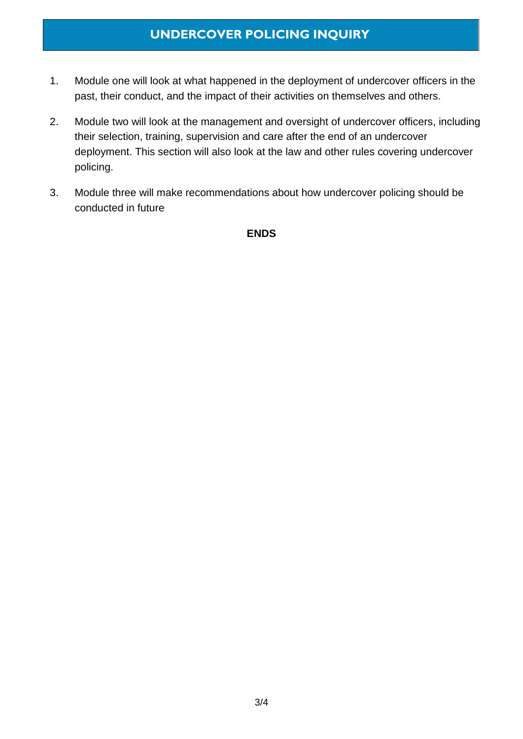1. Module one will look at what happened in the deployment of undercover officers in the past, their conduct, and the impact of their activities on themselves and others.

2. Module two will look at the management and oversight of undercover officers, including their selection, training, supervision and care after the end of an undercover deployment. This section will also look at the law and other rules covering undercover policing.

3. Module three will make recommendations about how undercover policing should be conducted in future

**ENDS**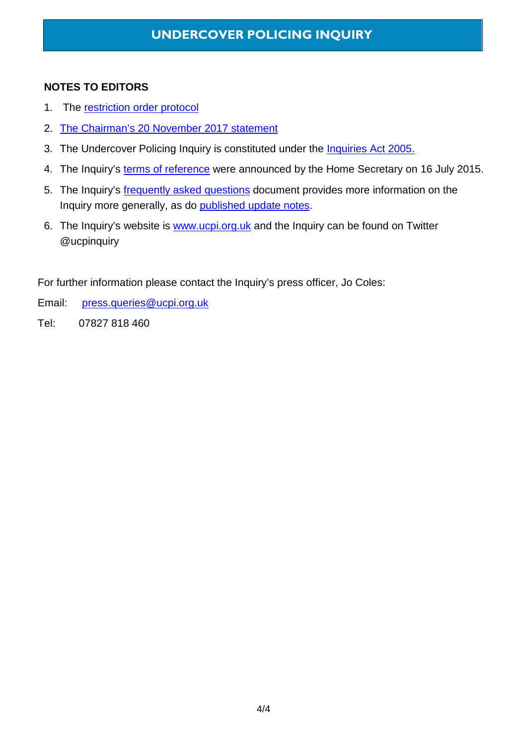# UNDERCOVER POLICING INQUIRY

**NOTES TO EDITORS**

1. The restriction order protocol
2. The Chairman's 20 November 2017 statement
3. The Undercover Policing Inquiry is constituted under the Inquiries Act 2005.
4. The Inquiry's terms of reference were announced by the Home Secretary on 16 July 2015.
5. The Inquiry's frequently asked questions document provides more information on the Inquiry more generally, as do published update notes.
6. The Inquiry's website is www.ucpi.org.uk and the Inquiry can be found on Twitter @ucpinquiry

For further information please contact the Inquiry's press officer, Jo Coles:

Email: press.queries@ucpi.org.uk

Tel: 07827 818 460